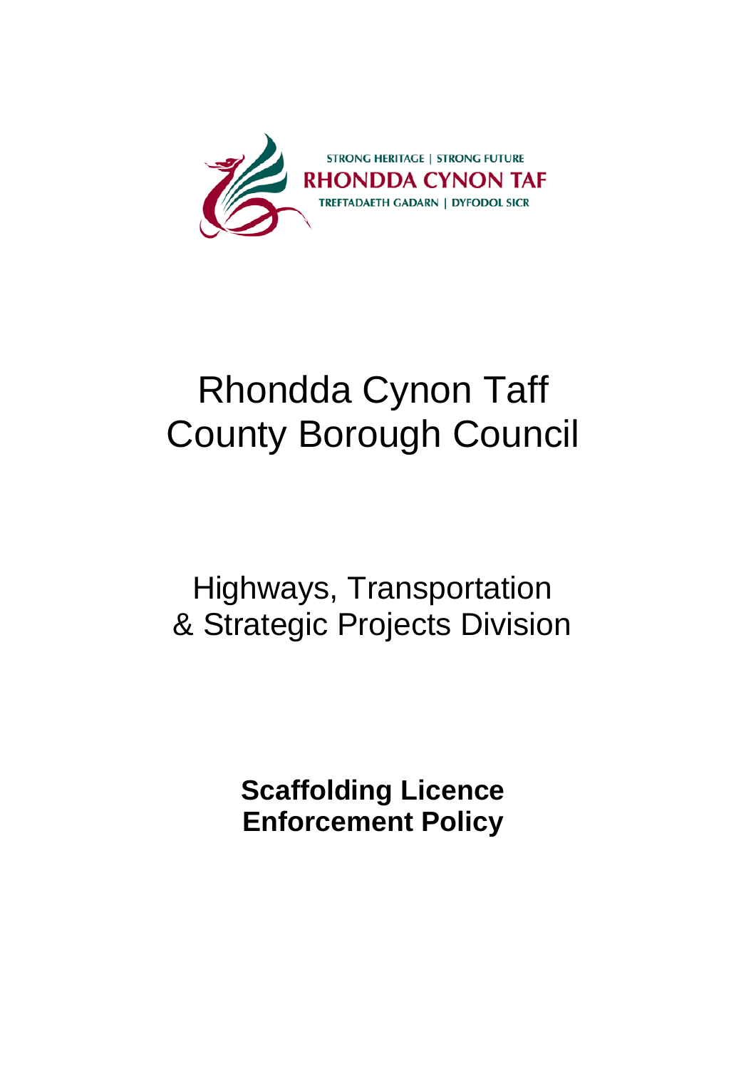STRONG HERITAGE | STRONG FUTURE

RHONDDA CYNON TAF

TREFTADAETH GADARN | DYFODOL SICR

# Rhondda Cynon Taff County Borough Council

## Highways, Transportation & Strategic Projects Division

**Scaffolding Licence Enforcement Policy**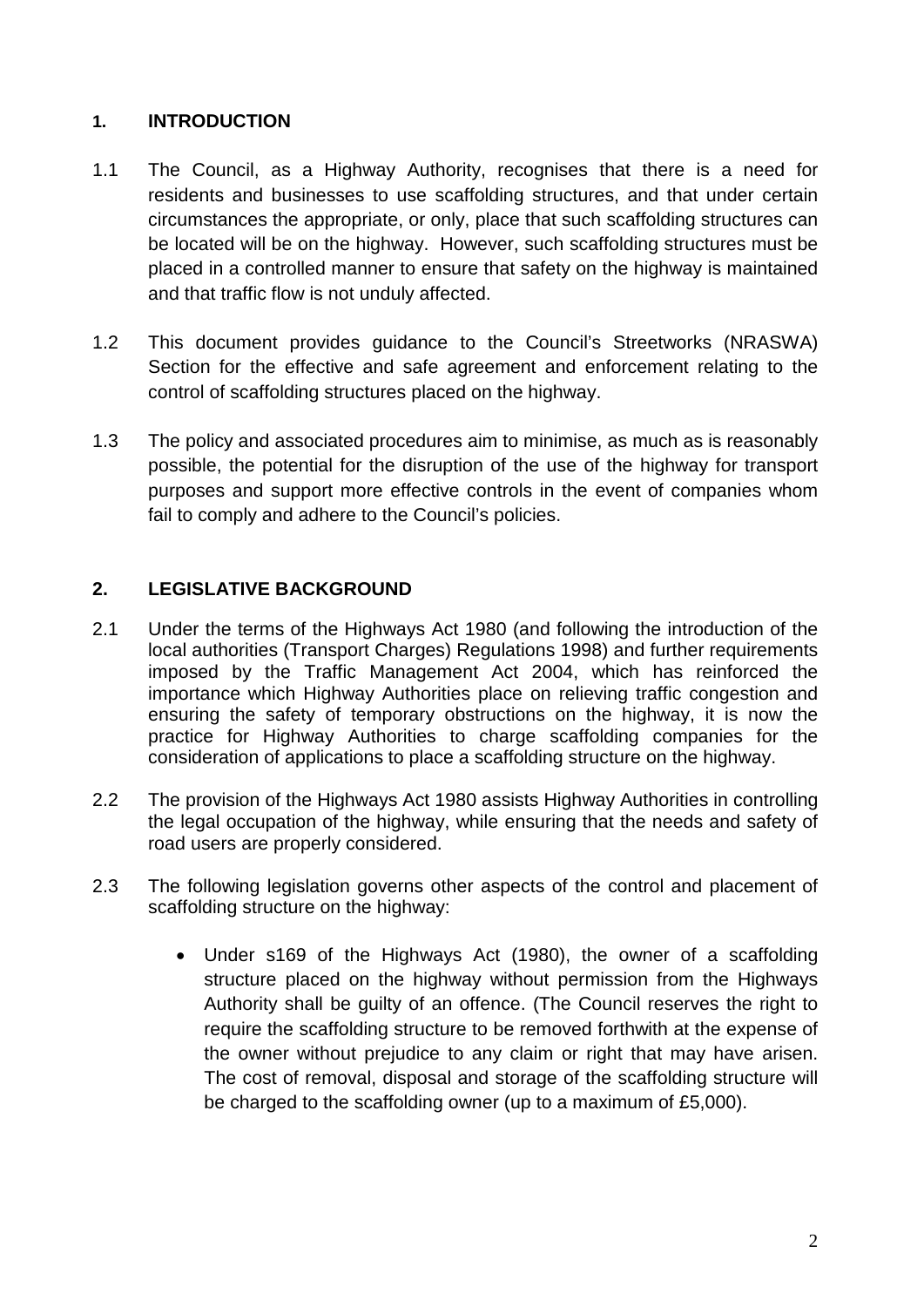## 1. INTRODUCTION

1.1 The Council, as a Highway Authority, recognises that there is a need for residents and businesses to use scaffolding structures, and that under certain circumstances the appropriate, or only, place that such scaffolding structures can be located will be on the highway. However, such scaffolding structures must be placed in a controlled manner to ensure that safety on the highway is maintained and that traffic flow is not unduly affected.

1.2 This document provides guidance to the Council's Streetworks (NRASWA) Section for the effective and safe agreement and enforcement relating to the control of scaffolding structures placed on the highway.

1.3 The policy and associated procedures aim to minimise, as much as is reasonably possible, the potential for the disruption of the use of the highway for transport purposes and support more effective controls in the event of companies whom fail to comply and adhere to the Council's policies.

## 2. LEGISLATIVE BACKGROUND

2.1 Under the terms of the Highways Act 1980 (and following the introduction of the local authorities (Transport Charges) Regulations 1998) and further requirements imposed by the Traffic Management Act 2004, which has reinforced the importance which Highway Authorities place on relieving traffic congestion and ensuring the safety of temporary obstructions on the highway, it is now the practice for Highway Authorities to charge scaffolding companies for the consideration of applications to place a scaffolding structure on the highway.

2.2 The provision of the Highways Act 1980 assists Highway Authorities in controlling the legal occupation of the highway, while ensuring that the needs and safety of road users are properly considered.

2.3 The following legislation governs other aspects of the control and placement of scaffolding structure on the highway:

- Under s169 of the Highways Act (1980), the owner of a scaffolding structure placed on the highway without permission from the Highways Authority shall be guilty of an offence. (The Council reserves the right to require the scaffolding structure to be removed forthwith at the expense of the owner without prejudice to any claim or right that may have arisen. The cost of removal, disposal and storage of the scaffolding structure will be charged to the scaffolding owner (up to a maximum of £5,000).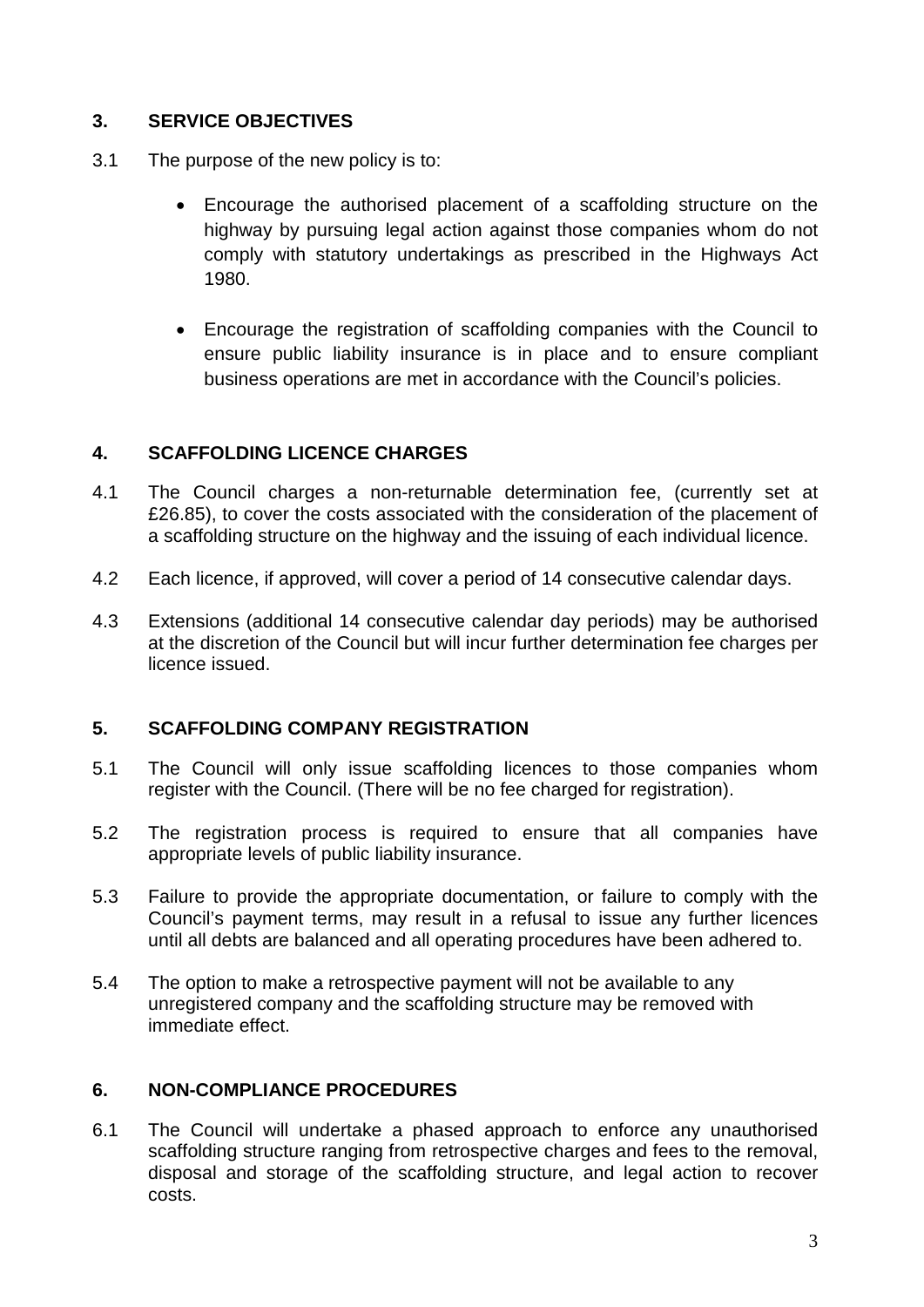## 3. SERVICE OBJECTIVES

3.1 The purpose of the new policy is to:

- Encourage the authorised placement of a scaffolding structure on the highway by pursuing legal action against those companies whom do not comply with statutory undertakings as prescribed in the Highways Act 1980.
- Encourage the registration of scaffolding companies with the Council to ensure public liability insurance is in place and to ensure compliant business operations are met in accordance with the Council's policies.

## 4. SCAFFOLDING LICENCE CHARGES

4.1 The Council charges a non-returnable determination fee, (currently set at £26.85), to cover the costs associated with the consideration of the placement of a scaffolding structure on the highway and the issuing of each individual licence.

4.2 Each licence, if approved, will cover a period of 14 consecutive calendar days.

4.3 Extensions (additional 14 consecutive calendar day periods) may be authorised at the discretion of the Council but will incur further determination fee charges per licence issued.

## 5. SCAFFOLDING COMPANY REGISTRATION

5.1 The Council will only issue scaffolding licences to those companies whom register with the Council. (There will be no fee charged for registration).

5.2 The registration process is required to ensure that all companies have appropriate levels of public liability insurance.

5.3 Failure to provide the appropriate documentation, or failure to comply with the Council's payment terms, may result in a refusal to issue any further licences until all debts are balanced and all operating procedures have been adhered to.

5.4 The option to make a retrospective payment will not be available to any unregistered company and the scaffolding structure may be removed with immediate effect.

## 6. NON-COMPLIANCE PROCEDURES

6.1 The Council will undertake a phased approach to enforce any unauthorised scaffolding structure ranging from retrospective charges and fees to the removal, disposal and storage of the scaffolding structure, and legal action to recover costs.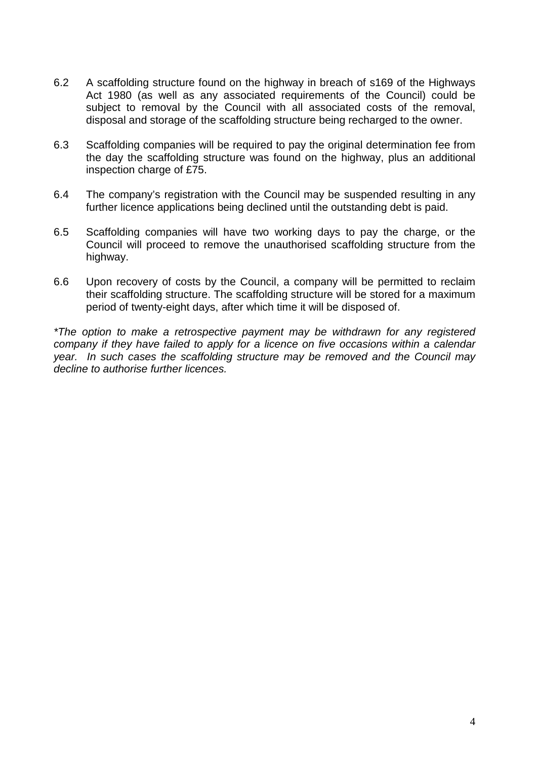6.2 A scaffolding structure found on the highway in breach of s169 of the Highways Act 1980 (as well as any associated requirements of the Council) could be subject to removal by the Council with all associated costs of the removal, disposal and storage of the scaffolding structure being recharged to the owner.

6.3 Scaffolding companies will be required to pay the original determination fee from the day the scaffolding structure was found on the highway, plus an additional inspection charge of £75.

6.4 The company's registration with the Council may be suspended resulting in any further licence applications being declined until the outstanding debt is paid.

6.5 Scaffolding companies will have two working days to pay the charge, or the Council will proceed to remove the unauthorised scaffolding structure from the highway.

6.6 Upon recovery of costs by the Council, a company will be permitted to reclaim their scaffolding structure. The scaffolding structure will be stored for a maximum period of twenty-eight days, after which time it will be disposed of.

*\*The option to make a retrospective payment may be withdrawn for any registered company if they have failed to apply for a licence on five occasions within a calendar year. In such cases the scaffolding structure may be removed and the Council may decline to authorise further licences.*